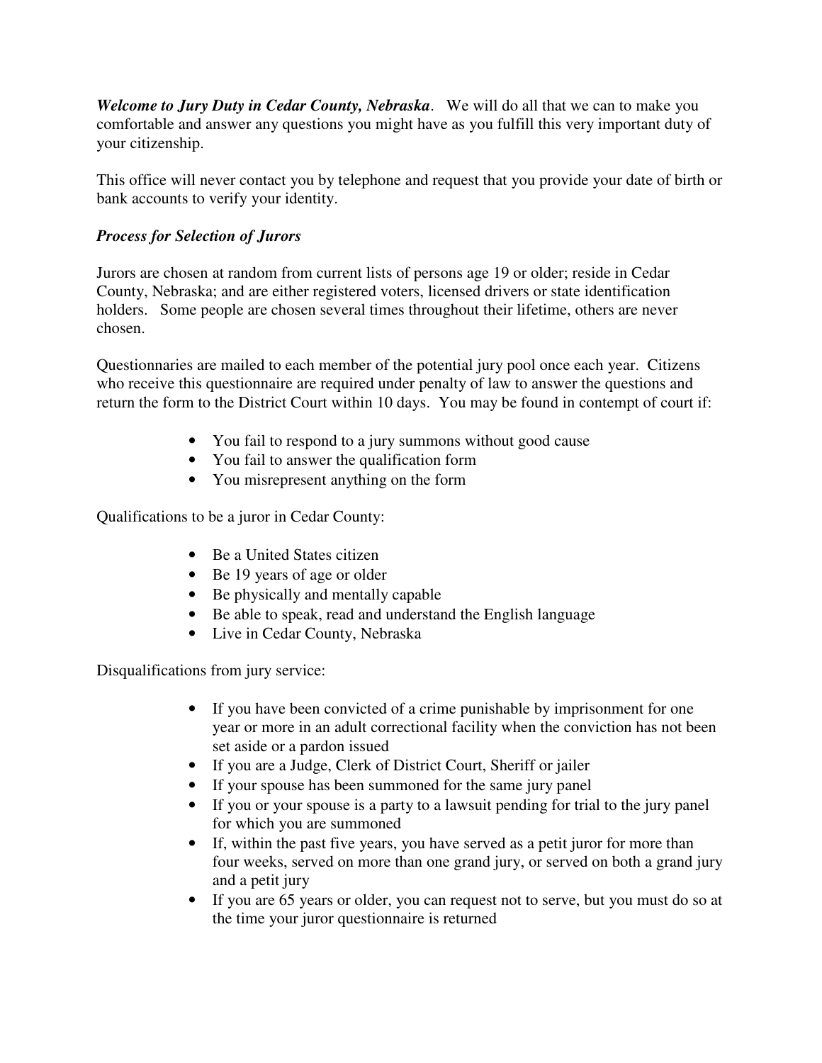***Welcome to Jury Duty in Cedar County, Nebraska***. We will do all that we can to make you comfortable and answer any questions you might have as you fulfill this very important duty of your citizenship.

This office will never contact you by telephone and request that you provide your date of birth or bank accounts to verify your identity.

### *Process for Selection of Jurors*

Jurors are chosen at random from current lists of persons age 19 or older; reside in Cedar County, Nebraska; and are either registered voters, licensed drivers or state identification holders. Some people are chosen several times throughout their lifetime, others are never chosen.

Questionnaries are mailed to each member of the potential jury pool once each year. Citizens who receive this questionnaire are required under penalty of law to answer the questions and return the form to the District Court within 10 days. You may be found in contempt of court if:

- You fail to respond to a jury summons without good cause
- You fail to answer the qualification form
- You misrepresent anything on the form

Qualifications to be a juror in Cedar County:

- Be a United States citizen
- Be 19 years of age or older
- Be physically and mentally capable
- Be able to speak, read and understand the English language
- Live in Cedar County, Nebraska

Disqualifications from jury service:

- If you have been convicted of a crime punishable by imprisonment for one year or more in an adult correctional facility when the conviction has not been set aside or a pardon issued
- If you are a Judge, Clerk of District Court, Sheriff or jailer
- If your spouse has been summoned for the same jury panel
- If you or your spouse is a party to a lawsuit pending for trial to the jury panel for which you are summoned
- If, within the past five years, you have served as a petit juror for more than four weeks, served on more than one grand jury, or served on both a grand jury and a petit jury
- If you are 65 years or older, you can request not to serve, but you must do so at the time your juror questionnaire is returned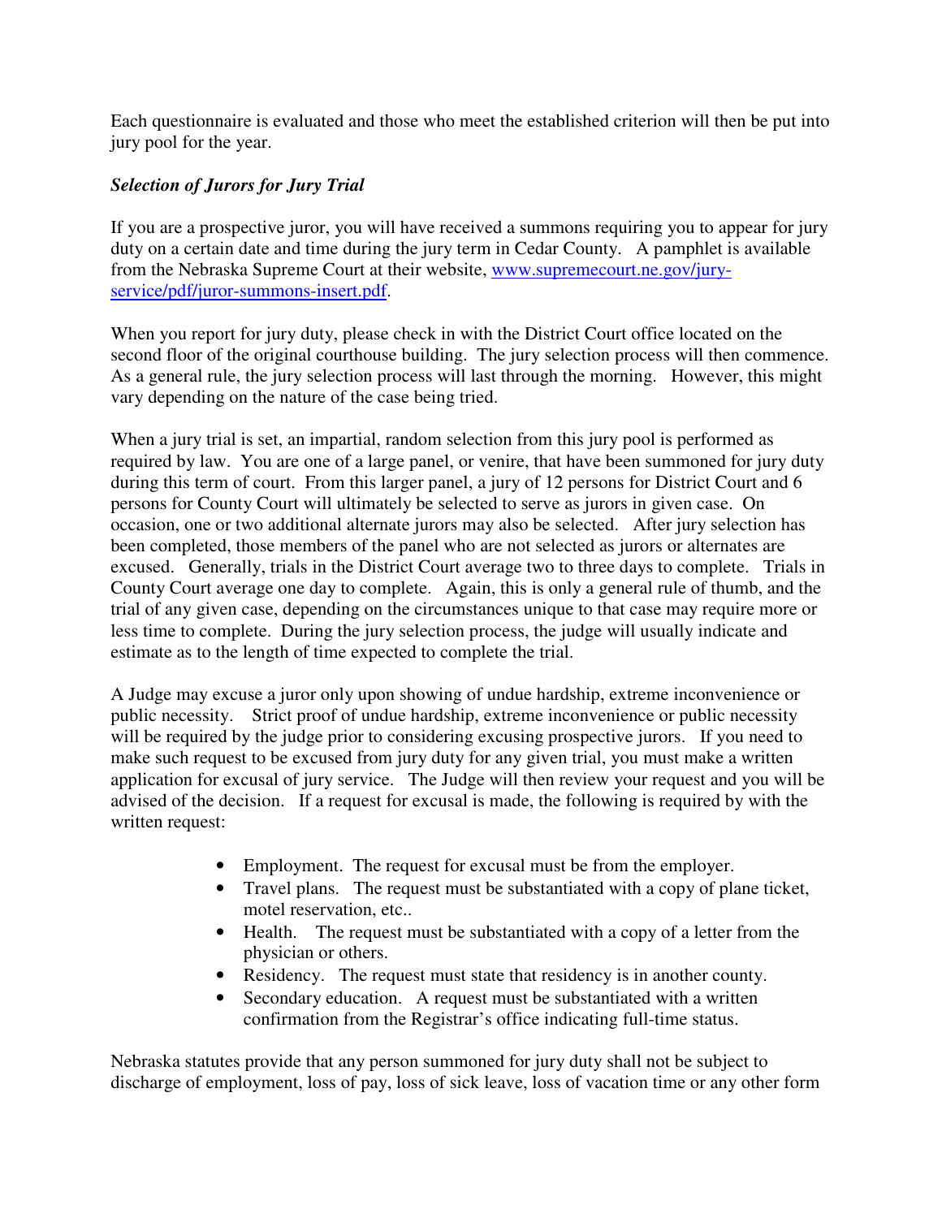Each questionnaire is evaluated and those who meet the established criterion will then be put into jury pool for the year.

***Selection of Jurors for Jury Trial***

If you are a prospective juror, you will have received a summons requiring you to appear for jury duty on a certain date and time during the jury term in Cedar County. A pamphlet is available from the Nebraska Supreme Court at their website, [www.supremecourt.ne.gov/jury-service/pdf/juror-summons-insert.pdf](www.supremecourt.ne.gov/jury-service/pdf/juror-summons-insert.pdf).

When you report for jury duty, please check in with the District Court office located on the second floor of the original courthouse building. The jury selection process will then commence. As a general rule, the jury selection process will last through the morning. However, this might vary depending on the nature of the case being tried.

When a jury trial is set, an impartial, random selection from this jury pool is performed as required by law. You are one of a large panel, or venire, that have been summoned for jury duty during this term of court. From this larger panel, a jury of 12 persons for District Court and 6 persons for County Court will ultimately be selected to serve as jurors in given case. On occasion, one or two additional alternate jurors may also be selected. After jury selection has been completed, those members of the panel who are not selected as jurors or alternates are excused. Generally, trials in the District Court average two to three days to complete. Trials in County Court average one day to complete. Again, this is only a general rule of thumb, and the trial of any given case, depending on the circumstances unique to that case may require more or less time to complete. During the jury selection process, the judge will usually indicate and estimate as to the length of time expected to complete the trial.

A Judge may excuse a juror only upon showing of undue hardship, extreme inconvenience or public necessity. Strict proof of undue hardship, extreme inconvenience or public necessity will be required by the judge prior to considering excusing prospective jurors. If you need to make such request to be excused from jury duty for any given trial, you must make a written application for excusal of jury service. The Judge will then review your request and you will be advised of the decision. If a request for excusal is made, the following is required by with the written request:

- Employment. The request for excusal must be from the employer.
- Travel plans. The request must be substantiated with a copy of plane ticket, motel reservation, etc..
- Health. The request must be substantiated with a copy of a letter from the physician or others.
- Residency. The request must state that residency is in another county.
- Secondary education. A request must be substantiated with a written confirmation from the Registrar's office indicating full-time status.

Nebraska statutes provide that any person summoned for jury duty shall not be subject to discharge of employment, loss of pay, loss of sick leave, loss of vacation time or any other form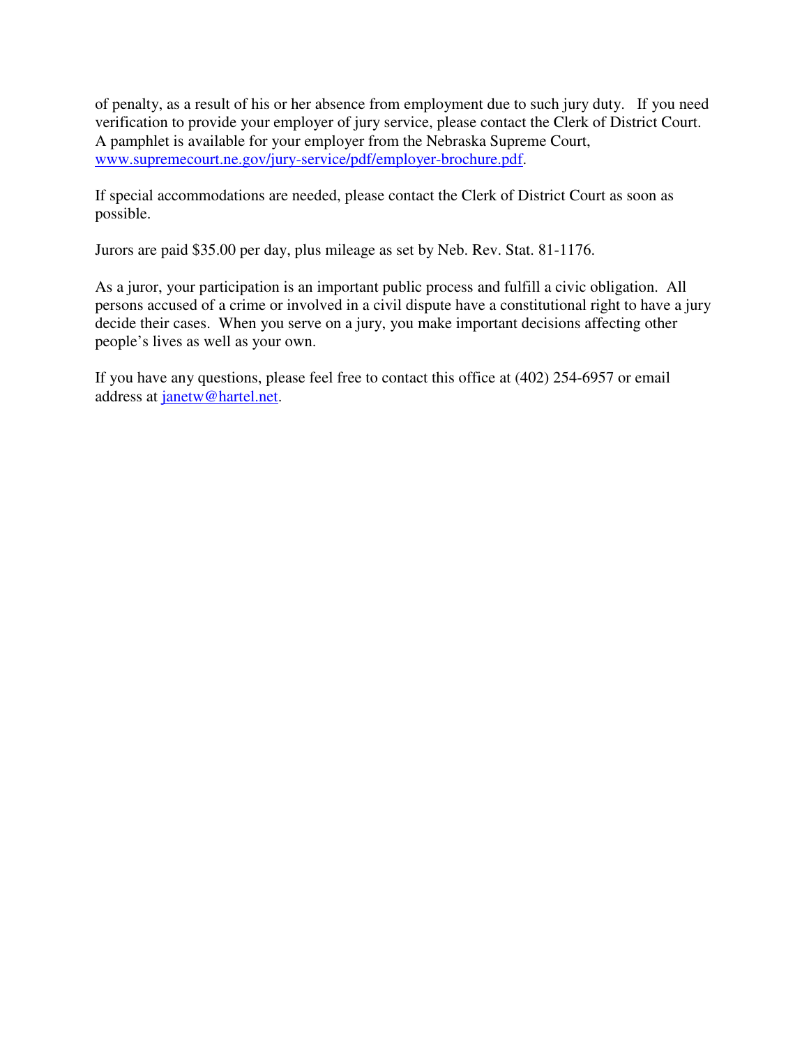of penalty, as a result of his or her absence from employment due to such jury duty. If you need verification to provide your employer of jury service, please contact the Clerk of District Court. A pamphlet is available for your employer from the Nebraska Supreme Court, [www.supremecourt.ne.gov/jury-service/pdf/employer-brochure.pdf](www.supremecourt.ne.gov/jury-service/pdf/employer-brochure.pdf).

If special accommodations are needed, please contact the Clerk of District Court as soon as possible.

Jurors are paid $35.00 per day, plus mileage as set by Neb. Rev. Stat. 81-1176.

As a juror, your participation is an important public process and fulfill a civic obligation. All persons accused of a crime or involved in a civil dispute have a constitutional right to have a jury decide their cases. When you serve on a jury, you make important decisions affecting other people's lives as well as your own.

If you have any questions, please feel free to contact this office at (402) 254-6957 or email address at [janetw@hartel.net](mailto:janetw@hartel.net).